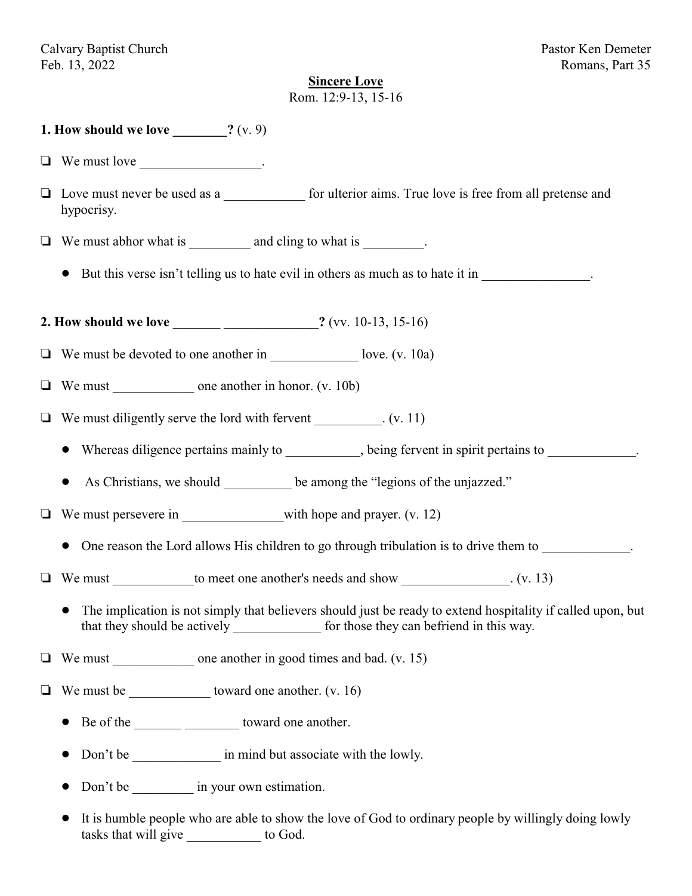Calvary Baptist Church  
Feb. 13, 2022

Pastor Ken Demeter  
Romans, Part 35

**Sincere Love**  
Rom. 12:9-13, 15-16

**1. How should we love ________?** (v. 9)

❑ We must love __________________.

❑ Love must never be used as a ____________ for ulterior aims. True love is free from all pretense and hypocrisy.

❑ We must abhor what is _________ and cling to what is _________.

- But this verse isn't telling us to hate evil in others as much as to hate it in ________________.

**2. How should we love _______ ______________?** (vv. 10-13, 15-16)

❑ We must be devoted to one another in _____________ love. (v. 10a)

❑ We must ____________ one another in honor. (v. 10b)

❑ We must diligently serve the lord with fervent __________. (v. 11)

- Whereas diligence pertains mainly to ___________, being fervent in spirit pertains to _____________.
- As Christians, we should __________ be among the "legions of the unjazzed."

❑ We must persevere in _______________with hope and prayer. (v. 12)

- One reason the Lord allows His children to go through tribulation is to drive them to _____________.

❑ We must ____________to meet one another's needs and show ________________. (v. 13)

- The implication is not simply that believers should just be ready to extend hospitality if called upon, but that they should be actively _____________ for those they can befriend in this way.

❑ We must ____________ one another in good times and bad. (v. 15)

❑ We must be ____________ toward one another. (v. 16)

- Be of the _______ ________ toward one another.
- Don't be _____________ in mind but associate with the lowly.
- Don't be _________ in your own estimation.
- It is humble people who are able to show the love of God to ordinary people by willingly doing lowly tasks that will give ___________ to God.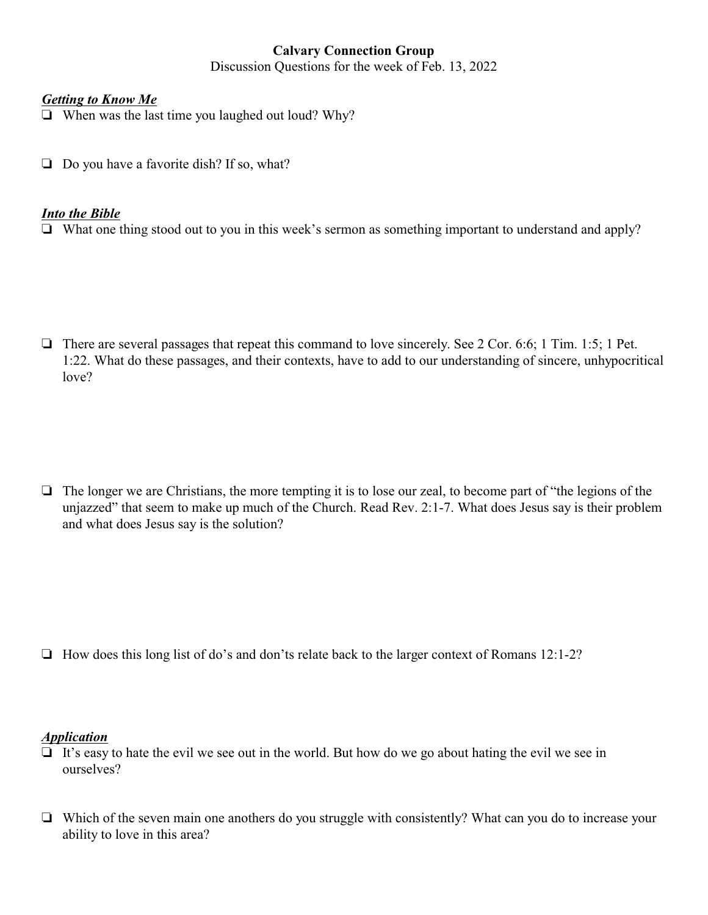**Calvary Connection Group**

Discussion Questions for the week of Feb. 13, 2022

***Getting to Know Me***

- ❏ When was the last time you laughed out loud? Why?
- ❏ Do you have a favorite dish? If so, what?

***Into the Bible***

- ❏ What one thing stood out to you in this week's sermon as something important to understand and apply?
- ❏ There are several passages that repeat this command to love sincerely. See 2 Cor. 6:6; 1 Tim. 1:5; 1 Pet. 1:22. What do these passages, and their contexts, have to add to our understanding of sincere, unhypocritical love?
- ❏ The longer we are Christians, the more tempting it is to lose our zeal, to become part of "the legions of the unjazzed" that seem to make up much of the Church. Read Rev. 2:1-7. What does Jesus say is their problem and what does Jesus say is the solution?
- ❏ How does this long list of do's and don'ts relate back to the larger context of Romans 12:1-2?

***Application***

- ❏ It's easy to hate the evil we see out in the world. But how do we go about hating the evil we see in ourselves?
- ❏ Which of the seven main one anothers do you struggle with consistently? What can you do to increase your ability to love in this area?